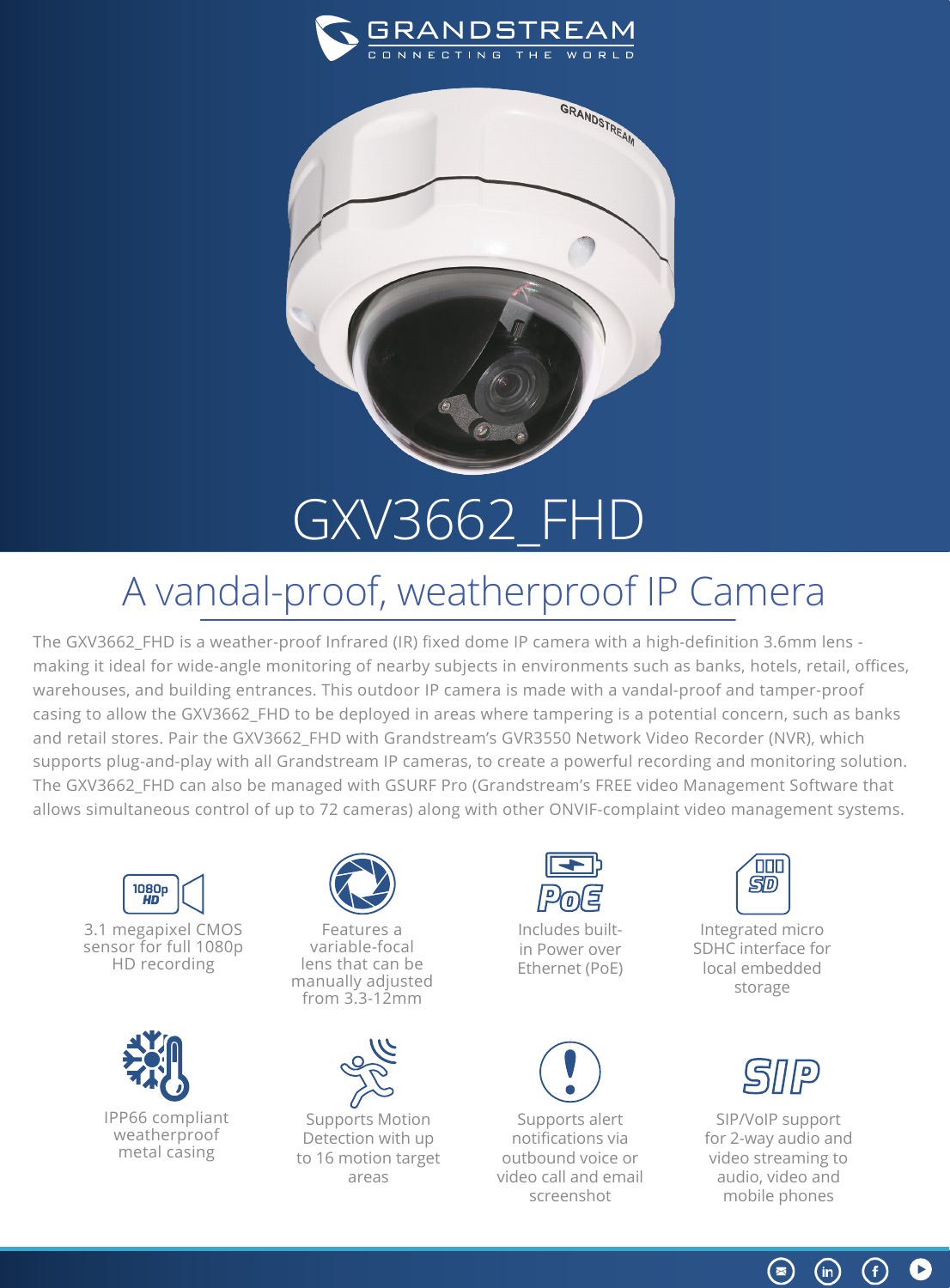GRANDSTREAM
CONNECTING THE WORLD

# GXV3662_FHD

## A vandal-proof, weatherproof IP Camera

The GXV3662_FHD is a weather-proof Infrared (IR) fixed dome IP camera with a high-definition 3.6mm lens - making it ideal for wide-angle monitoring of nearby subjects in environments such as banks, hotels, retail, offices, warehouses, and building entrances. This outdoor IP camera is made with a vandal-proof and tamper-proof casing to allow the GXV3662_FHD to be deployed in areas where tampering is a potential concern, such as banks and retail stores. Pair the GXV3662_FHD with Grandstream's GVR3550 Network Video Recorder (NVR), which supports plug-and-play with all Grandstream IP cameras, to create a powerful recording and monitoring solution. The GXV3662_FHD can also be managed with GSURF Pro (Grandstream's FREE video Management Software that allows simultaneous control of up to 72 cameras) along with other ONVIF-complaint video management systems.

- 3.1 megapixel CMOS sensor for full 1080p HD recording
- Features a variable-focal lens that can be manually adjusted from 3.3-12mm
- Includes built-in Power over Ethernet (PoE)
- Integrated micro SDHC interface for local embedded storage
- IPP66 compliant weatherproof metal casing
- Supports Motion Detection with up to 16 motion target areas
- Supports alert notifications via outbound voice or video call and email screenshot
- SIP/VoIP support for 2-way audio and video streaming to audio, video and mobile phones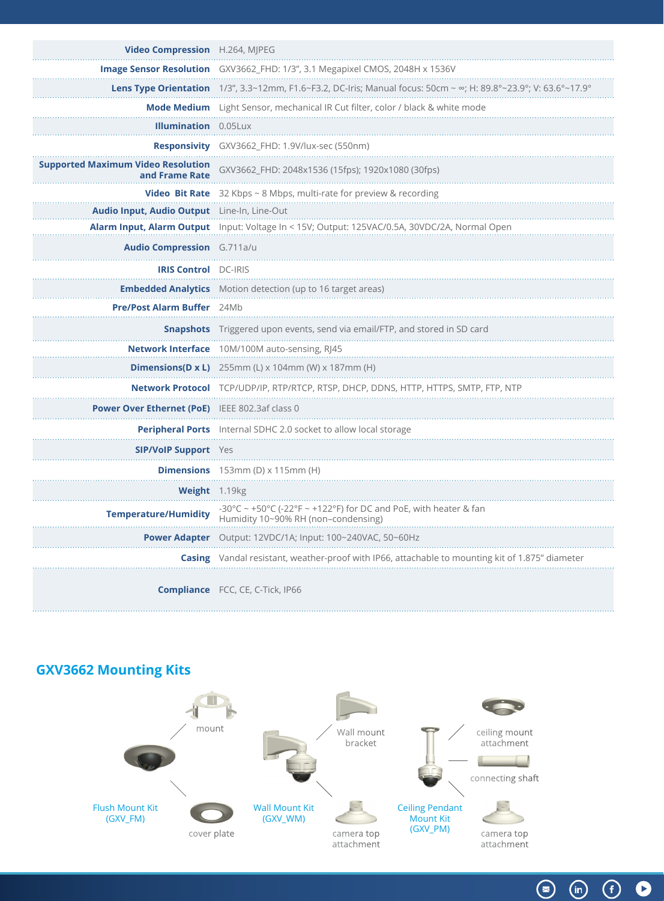| | |
|---|---|
| **Video Compression** | H.264, MJPEG |
| **Image Sensor Resolution** | GXV3662_FHD: 1/3", 3.1 Megapixel CMOS, 2048H x 1536V |
| **Lens Type Orientation** | 1/3", 3.3~12mm, F1.6~F3.2, DC-Iris; Manual focus: 50cm ~ ∞; H: 89.8°~23.9°; V: 63.6°~17.9° |
| **Mode Medium** | Light Sensor, mechanical IR Cut filter, color / black & white mode |
| **Illumination** | 0.05Lux |
| **Responsivity** | GXV3662_FHD: 1.9V/lux-sec (550nm) |
| **Supported Maximum Video Resolution and Frame Rate** | GXV3662_FHD: 2048x1536 (15fps); 1920x1080 (30fps) |
| **Video Bit Rate** | 32 Kbps ~ 8 Mbps, multi-rate for preview & recording |
| **Audio Input, Audio Output** | Line-In, Line-Out |
| **Alarm Input, Alarm Output** | Input: Voltage In < 15V; Output: 125VAC/0.5A, 30VDC/2A, Normal Open |
| **Audio Compression** | G.711a/u |
| **IRIS Control** | DC-IRIS |
| **Embedded Analytics** | Motion detection (up to 16 target areas) |
| **Pre/Post Alarm Buffer** | 24Mb |
| **Snapshots** | Triggered upon events, send via email/FTP, and stored in SD card |
| **Network Interface** | 10M/100M auto-sensing, RJ45 |
| **Dimensions(D x L)** | 255mm (L) x 104mm (W) x 187mm (H) |
| **Network Protocol** | TCP/UDP/IP, RTP/RTCP, RTSP, DHCP, DDNS, HTTP, HTTPS, SMTP, FTP, NTP |
| **Power Over Ethernet (PoE)** | IEEE 802.3af class 0 |
| **Peripheral Ports** | Internal SDHC 2.0 socket to allow local storage |
| **SIP/VoIP Support** | Yes |
| **Dimensions** | 153mm (D) x 115mm (H) |
| **Weight** | 1.19kg |
| **Temperature/Humidity** | -30°C ~ +50°C (-22°F ~ +122°F) for DC and PoE, with heater & fan<br>Humidity 10~90% RH (non-condensing) |
| **Power Adapter** | Output: 12VDC/1A; Input: 100~240VAC, 50~60Hz |
| **Casing** | Vandal resistant, weather-proof with IP66, attachable to mounting kit of 1.875" diameter |
| **Compliance** | FCC, CE, C-Tick, IP66 |

## GXV3662 Mounting Kits

Flush Mount Kit (GXV_FM)
- mount
- cover plate

Wall Mount Kit (GXV_WM)
- Wall mount bracket
- camera top attachment

Ceiling Pendant Mount Kit (GXV_PM)
- ceiling mount attachment
- connecting shaft
- camera top attachment